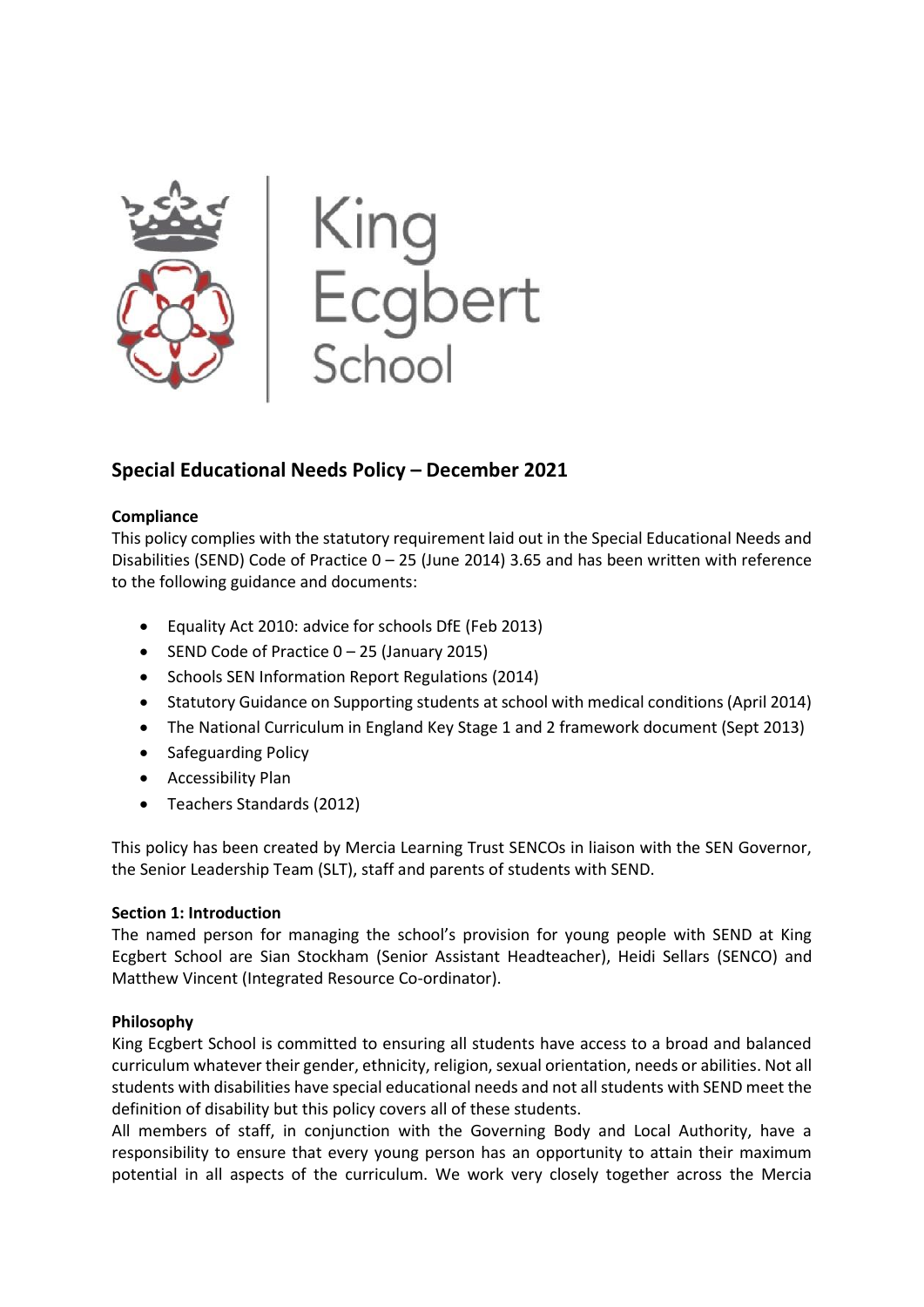King Ecgbert School

## Special Educational Needs Policy – December 2021

**Compliance**

This policy complies with the statutory requirement laid out in the Special Educational Needs and Disabilities (SEND) Code of Practice 0 – 25 (June 2014) 3.65 and has been written with reference to the following guidance and documents:

- Equality Act 2010: advice for schools DfE (Feb 2013)
- SEND Code of Practice 0 – 25 (January 2015)
- Schools SEN Information Report Regulations (2014)
- Statutory Guidance on Supporting students at school with medical conditions (April 2014)
- The National Curriculum in England Key Stage 1 and 2 framework document (Sept 2013)
- Safeguarding Policy
- Accessibility Plan
- Teachers Standards (2012)

This policy has been created by Mercia Learning Trust SENCOs in liaison with the SEN Governor, the Senior Leadership Team (SLT), staff and parents of students with SEND.

**Section 1: Introduction**

The named person for managing the school's provision for young people with SEND at King Ecgbert School are Sian Stockham (Senior Assistant Headteacher), Heidi Sellars (SENCO) and Matthew Vincent (Integrated Resource Co-ordinator).

**Philosophy**

King Ecgbert School is committed to ensuring all students have access to a broad and balanced curriculum whatever their gender, ethnicity, religion, sexual orientation, needs or abilities. Not all students with disabilities have special educational needs and not all students with SEND meet the definition of disability but this policy covers all of these students.

All members of staff, in conjunction with the Governing Body and Local Authority, have a responsibility to ensure that every young person has an opportunity to attain their maximum potential in all aspects of the curriculum. We work very closely together across the Mercia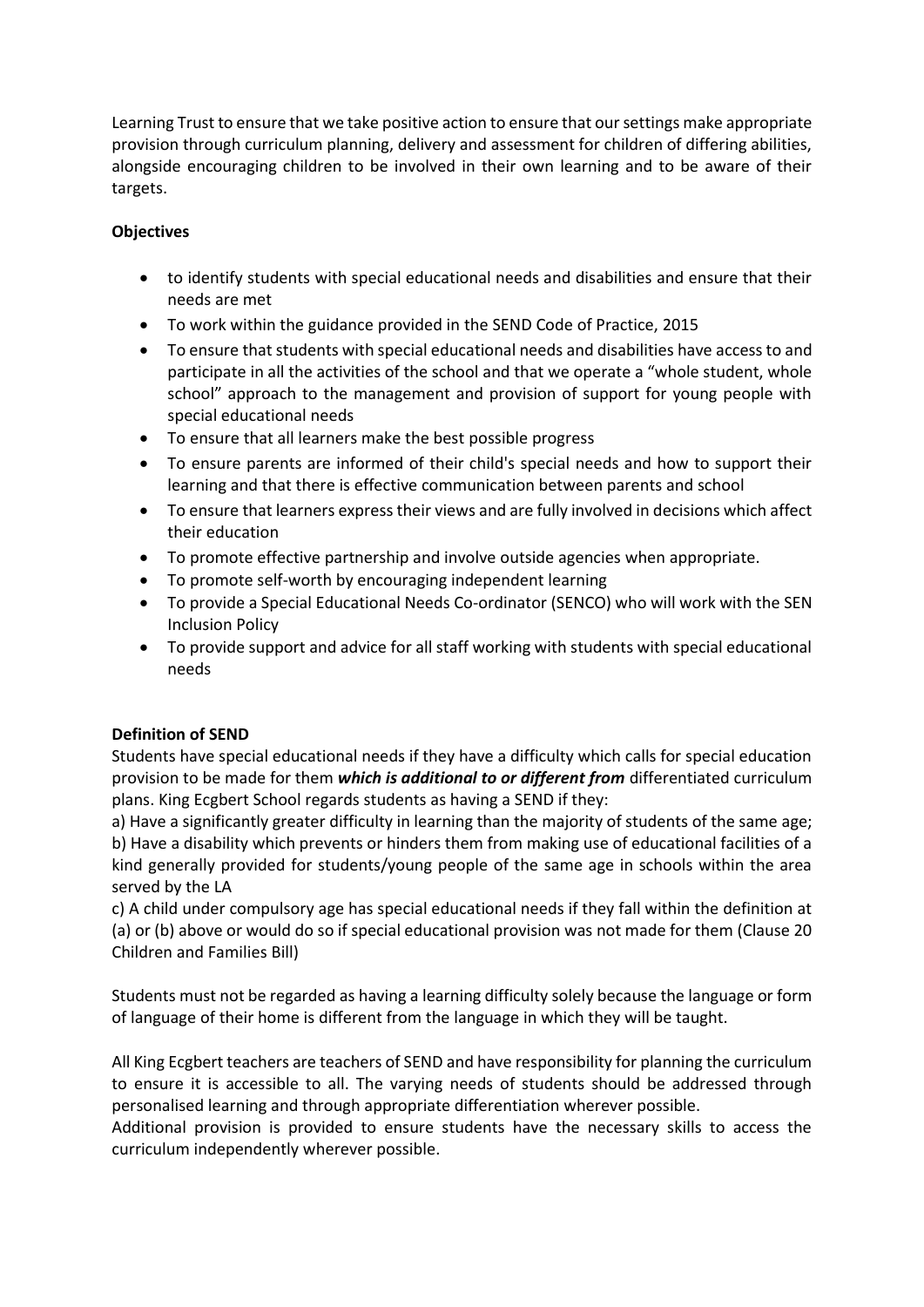Learning Trust to ensure that we take positive action to ensure that our settings make appropriate provision through curriculum planning, delivery and assessment for children of differing abilities, alongside encouraging children to be involved in their own learning and to be aware of their targets.

**Objectives**

- to identify students with special educational needs and disabilities and ensure that their needs are met
- To work within the guidance provided in the SEND Code of Practice, 2015
- To ensure that students with special educational needs and disabilities have access to and participate in all the activities of the school and that we operate a "whole student, whole school" approach to the management and provision of support for young people with special educational needs
- To ensure that all learners make the best possible progress
- To ensure parents are informed of their child's special needs and how to support their learning and that there is effective communication between parents and school
- To ensure that learners express their views and are fully involved in decisions which affect their education
- To promote effective partnership and involve outside agencies when appropriate.
- To promote self-worth by encouraging independent learning
- To provide a Special Educational Needs Co-ordinator (SENCO) who will work with the SEN Inclusion Policy
- To provide support and advice for all staff working with students with special educational needs

**Definition of SEND**

Students have special educational needs if they have a difficulty which calls for special education provision to be made for them ***which is additional to or different from*** differentiated curriculum plans. King Ecgbert School regards students as having a SEND if they:

a) Have a significantly greater difficulty in learning than the majority of students of the same age;

b) Have a disability which prevents or hinders them from making use of educational facilities of a kind generally provided for students/young people of the same age in schools within the area served by the LA

c) A child under compulsory age has special educational needs if they fall within the definition at (a) or (b) above or would do so if special educational provision was not made for them (Clause 20 Children and Families Bill)

Students must not be regarded as having a learning difficulty solely because the language or form of language of their home is different from the language in which they will be taught.

All King Ecgbert teachers are teachers of SEND and have responsibility for planning the curriculum to ensure it is accessible to all. The varying needs of students should be addressed through personalised learning and through appropriate differentiation wherever possible.

Additional provision is provided to ensure students have the necessary skills to access the curriculum independently wherever possible.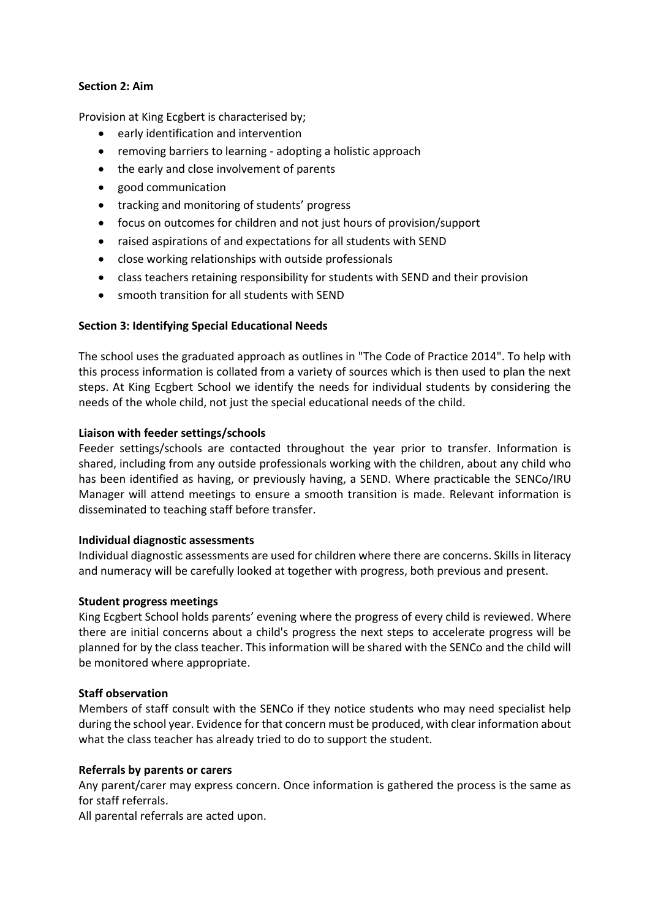**Section 2: Aim**

Provision at King Ecgbert is characterised by;

- early identification and intervention
- removing barriers to learning - adopting a holistic approach
- the early and close involvement of parents
- good communication
- tracking and monitoring of students' progress
- focus on outcomes for children and not just hours of provision/support
- raised aspirations of and expectations for all students with SEND
- close working relationships with outside professionals
- class teachers retaining responsibility for students with SEND and their provision
- smooth transition for all students with SEND

**Section 3: Identifying Special Educational Needs**

The school uses the graduated approach as outlines in "The Code of Practice 2014". To help with this process information is collated from a variety of sources which is then used to plan the next steps. At King Ecgbert School we identify the needs for individual students by considering the needs of the whole child, not just the special educational needs of the child.

**Liaison with feeder settings/schools**

Feeder settings/schools are contacted throughout the year prior to transfer. Information is shared, including from any outside professionals working with the children, about any child who has been identified as having, or previously having, a SEND. Where practicable the SENCo/IRU Manager will attend meetings to ensure a smooth transition is made. Relevant information is disseminated to teaching staff before transfer.

**Individual diagnostic assessments**

Individual diagnostic assessments are used for children where there are concerns. Skills in literacy and numeracy will be carefully looked at together with progress, both previous and present.

**Student progress meetings**

King Ecgbert School holds parents' evening where the progress of every child is reviewed. Where there are initial concerns about a child's progress the next steps to accelerate progress will be planned for by the class teacher. This information will be shared with the SENCo and the child will be monitored where appropriate.

**Staff observation**

Members of staff consult with the SENCo if they notice students who may need specialist help during the school year. Evidence for that concern must be produced, with clear information about what the class teacher has already tried to do to support the student.

**Referrals by parents or carers**

Any parent/carer may express concern. Once information is gathered the process is the same as for staff referrals.

All parental referrals are acted upon.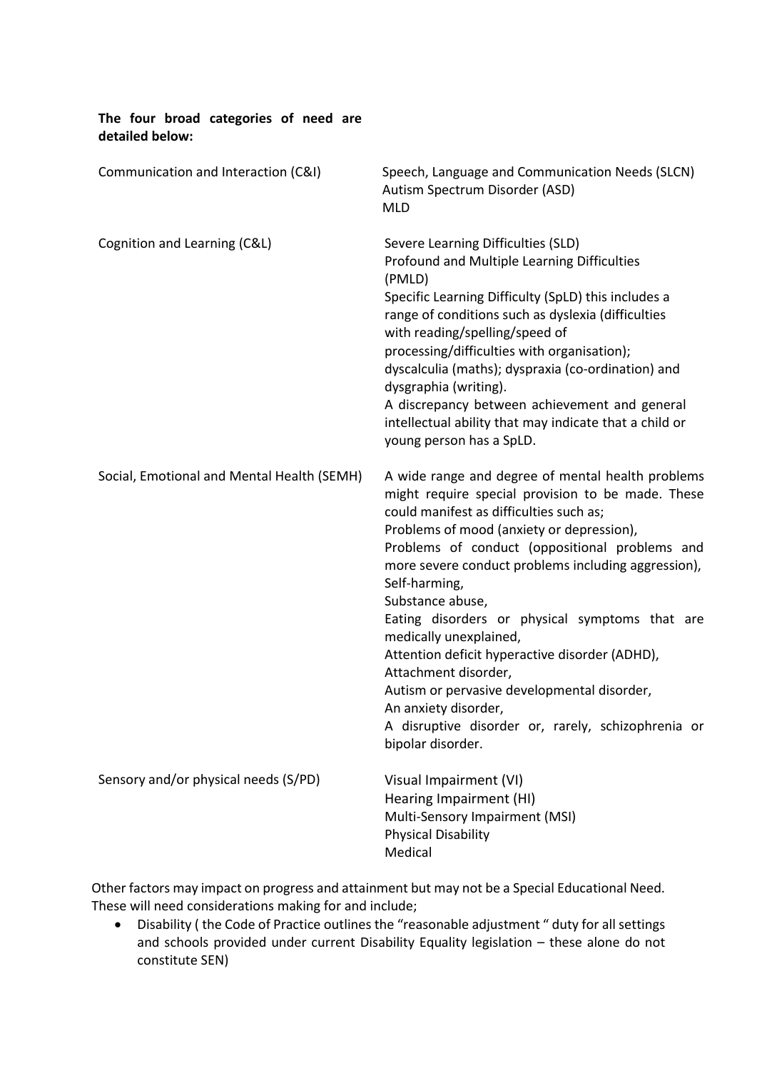**The four broad categories of need are detailed below:**

| | |
|---|---|
| Communication and Interaction (C&I) | Speech, Language and Communication Needs (SLCN)<br>Autism Spectrum Disorder (ASD)<br>MLD |
| Cognition and Learning (C&L) | Severe Learning Difficulties (SLD)<br>Profound and Multiple Learning Difficulties (PMLD)<br>Specific Learning Difficulty (SpLD) this includes a range of conditions such as dyslexia (difficulties with reading/spelling/speed of processing/difficulties with organisation); dyscalculia (maths); dyspraxia (co-ordination) and dysgraphia (writing).<br>A discrepancy between achievement and general intellectual ability that may indicate that a child or young person has a SpLD. |
| Social, Emotional and Mental Health (SEMH) | A wide range and degree of mental health problems might require special provision to be made. These could manifest as difficulties such as;<br>Problems of mood (anxiety or depression),<br>Problems of conduct (oppositional problems and more severe conduct problems including aggression),<br>Self-harming,<br>Substance abuse,<br>Eating disorders or physical symptoms that are medically unexplained,<br>Attention deficit hyperactive disorder (ADHD),<br>Attachment disorder,<br>Autism or pervasive developmental disorder,<br>An anxiety disorder,<br>A disruptive disorder or, rarely, schizophrenia or bipolar disorder. |
| Sensory and/or physical needs (S/PD) | Visual Impairment (VI)<br>Hearing Impairment (HI)<br>Multi-Sensory Impairment (MSI)<br>Physical Disability<br>Medical |

Other factors may impact on progress and attainment but may not be a Special Educational Need. These will need considerations making for and include;

- Disability ( the Code of Practice outlines the "reasonable adjustment " duty for all settings and schools provided under current Disability Equality legislation – these alone do not constitute SEN)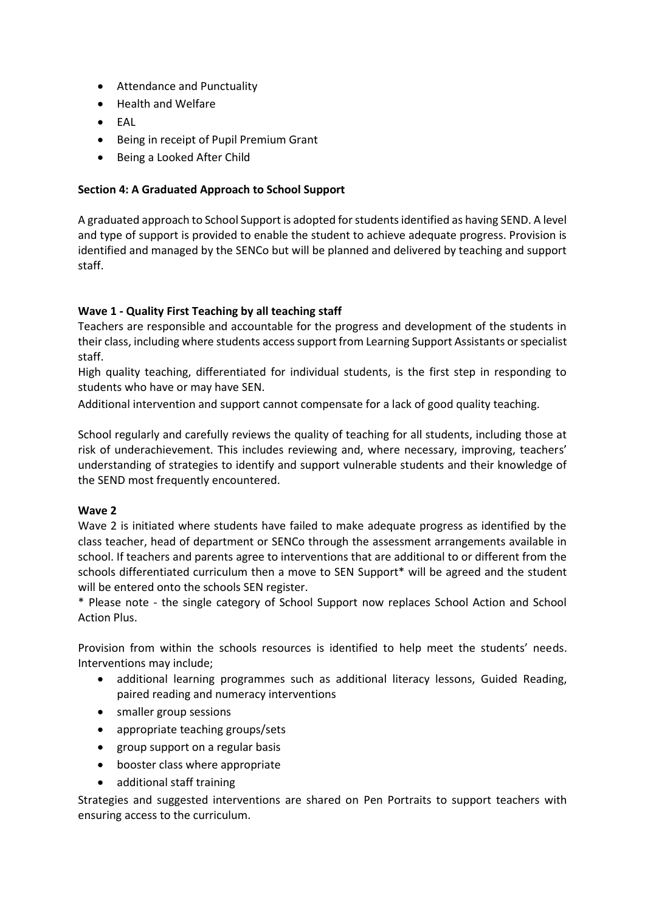- Attendance and Punctuality
- Health and Welfare
- EAL
- Being in receipt of Pupil Premium Grant
- Being a Looked After Child

**Section 4: A Graduated Approach to School Support**

A graduated approach to School Support is adopted for students identified as having SEND. A level and type of support is provided to enable the student to achieve adequate progress. Provision is identified and managed by the SENCo but will be planned and delivered by teaching and support staff.

**Wave 1 - Quality First Teaching by all teaching staff**

Teachers are responsible and accountable for the progress and development of the students in their class, including where students access support from Learning Support Assistants or specialist staff.

High quality teaching, differentiated for individual students, is the first step in responding to students who have or may have SEN.

Additional intervention and support cannot compensate for a lack of good quality teaching.

School regularly and carefully reviews the quality of teaching for all students, including those at risk of underachievement. This includes reviewing and, where necessary, improving, teachers' understanding of strategies to identify and support vulnerable students and their knowledge of the SEND most frequently encountered.

**Wave 2**

Wave 2 is initiated where students have failed to make adequate progress as identified by the class teacher, head of department or SENCo through the assessment arrangements available in school. If teachers and parents agree to interventions that are additional to or different from the schools differentiated curriculum then a move to SEN Support* will be agreed and the student will be entered onto the schools SEN register.

* Please note - the single category of School Support now replaces School Action and School Action Plus.

Provision from within the schools resources is identified to help meet the students' needs. Interventions may include;

- additional learning programmes such as additional literacy lessons, Guided Reading, paired reading and numeracy interventions
- smaller group sessions
- appropriate teaching groups/sets
- group support on a regular basis
- booster class where appropriate
- additional staff training

Strategies and suggested interventions are shared on Pen Portraits to support teachers with ensuring access to the curriculum.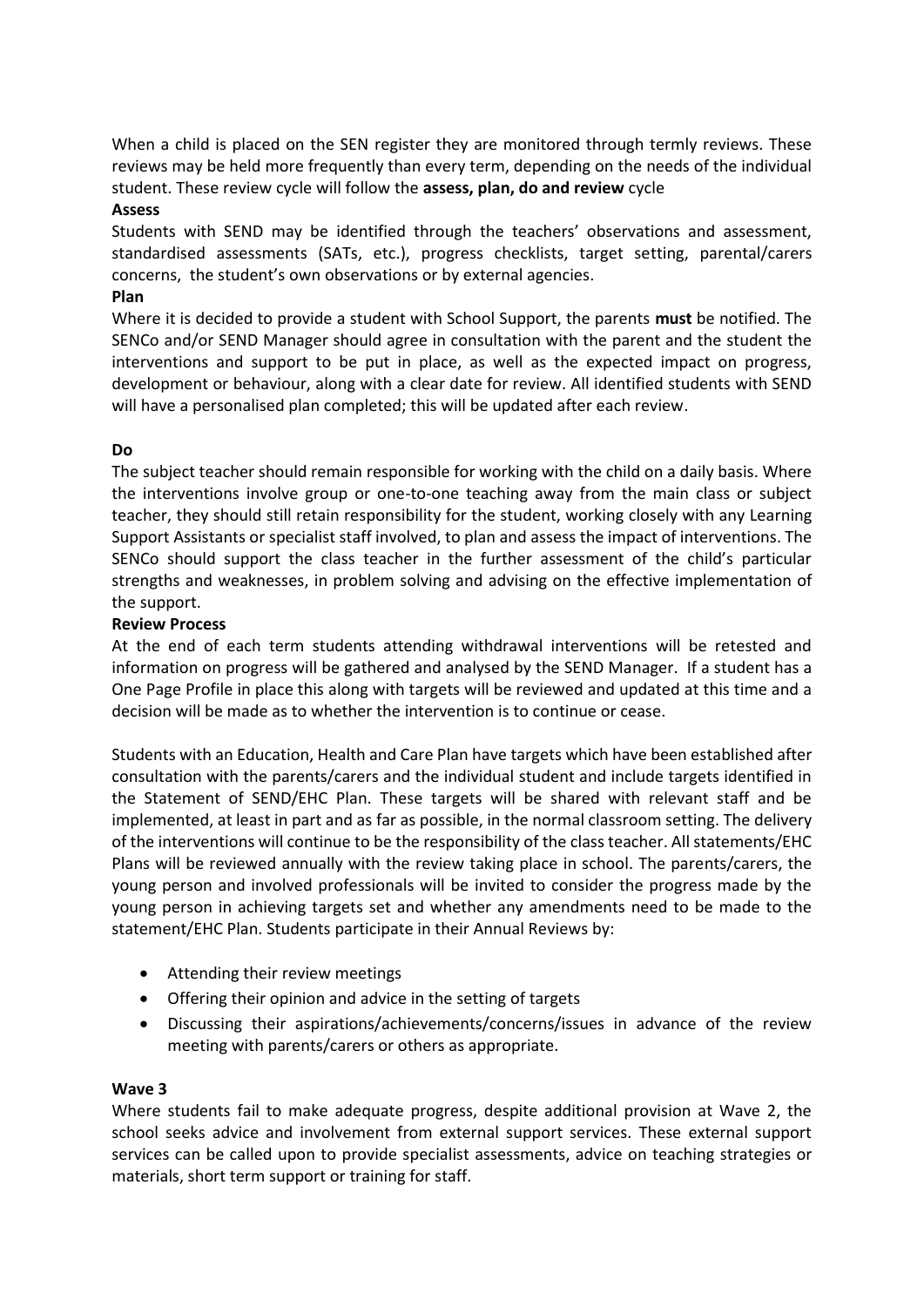When a child is placed on the SEN register they are monitored through termly reviews. These reviews may be held more frequently than every term, depending on the needs of the individual student. These review cycle will follow the **assess, plan, do and review** cycle

**Assess**

Students with SEND may be identified through the teachers' observations and assessment, standardised assessments (SATs, etc.), progress checklists, target setting, parental/carers concerns, the student's own observations or by external agencies.

**Plan**

Where it is decided to provide a student with School Support, the parents **must** be notified. The SENCo and/or SEND Manager should agree in consultation with the parent and the student the interventions and support to be put in place, as well as the expected impact on progress, development or behaviour, along with a clear date for review. All identified students with SEND will have a personalised plan completed; this will be updated after each review.

**Do**

The subject teacher should remain responsible for working with the child on a daily basis. Where the interventions involve group or one-to-one teaching away from the main class or subject teacher, they should still retain responsibility for the student, working closely with any Learning Support Assistants or specialist staff involved, to plan and assess the impact of interventions. The SENCo should support the class teacher in the further assessment of the child's particular strengths and weaknesses, in problem solving and advising on the effective implementation of the support.

**Review Process**

At the end of each term students attending withdrawal interventions will be retested and information on progress will be gathered and analysed by the SEND Manager. If a student has a One Page Profile in place this along with targets will be reviewed and updated at this time and a decision will be made as to whether the intervention is to continue or cease.

Students with an Education, Health and Care Plan have targets which have been established after consultation with the parents/carers and the individual student and include targets identified in the Statement of SEND/EHC Plan. These targets will be shared with relevant staff and be implemented, at least in part and as far as possible, in the normal classroom setting. The delivery of the interventions will continue to be the responsibility of the class teacher. All statements/EHC Plans will be reviewed annually with the review taking place in school. The parents/carers, the young person and involved professionals will be invited to consider the progress made by the young person in achieving targets set and whether any amendments need to be made to the statement/EHC Plan. Students participate in their Annual Reviews by:

- Attending their review meetings
- Offering their opinion and advice in the setting of targets
- Discussing their aspirations/achievements/concerns/issues in advance of the review meeting with parents/carers or others as appropriate.

**Wave 3**

Where students fail to make adequate progress, despite additional provision at Wave 2, the school seeks advice and involvement from external support services. These external support services can be called upon to provide specialist assessments, advice on teaching strategies or materials, short term support or training for staff.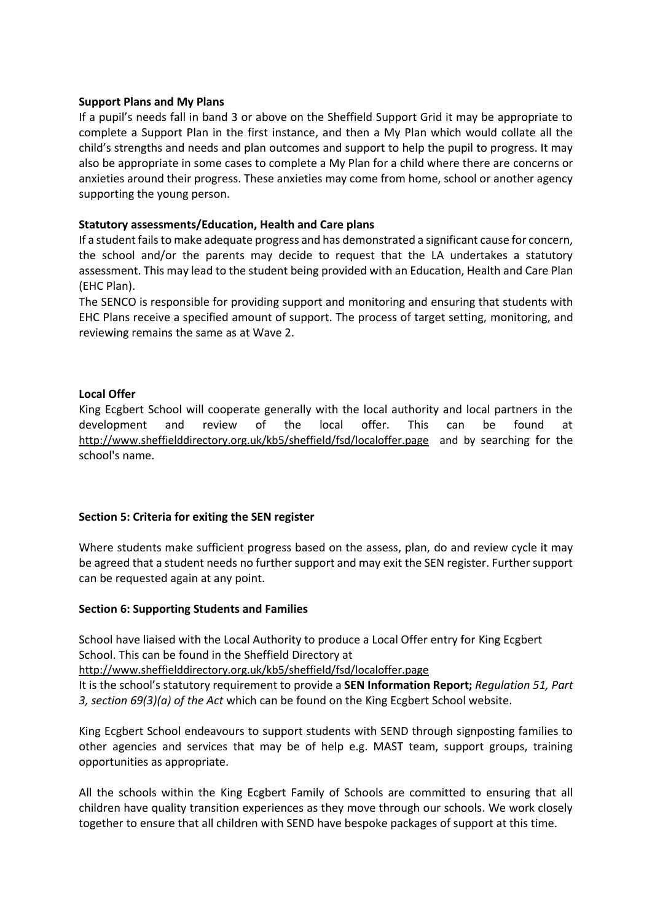**Support Plans and My Plans**

If a pupil's needs fall in band 3 or above on the Sheffield Support Grid it may be appropriate to complete a Support Plan in the first instance, and then a My Plan which would collate all the child's strengths and needs and plan outcomes and support to help the pupil to progress. It may also be appropriate in some cases to complete a My Plan for a child where there are concerns or anxieties around their progress. These anxieties may come from home, school or another agency supporting the young person.

**Statutory assessments/Education, Health and Care plans**

If a student fails to make adequate progress and has demonstrated a significant cause for concern, the school and/or the parents may decide to request that the LA undertakes a statutory assessment. This may lead to the student being provided with an Education, Health and Care Plan (EHC Plan).

The SENCO is responsible for providing support and monitoring and ensuring that students with EHC Plans receive a specified amount of support. The process of target setting, monitoring, and reviewing remains the same as at Wave 2.

**Local Offer**

King Ecgbert School will cooperate generally with the local authority and local partners in the development and review of the local offer. This can be found at http://www.sheffielddirectory.org.uk/kb5/sheffield/fsd/localoffer.page and by searching for the school's name.

**Section 5: Criteria for exiting the SEN register**

Where students make sufficient progress based on the assess, plan, do and review cycle it may be agreed that a student needs no further support and may exit the SEN register. Further support can be requested again at any point.

**Section 6: Supporting Students and Families**

School have liaised with the Local Authority to produce a Local Offer entry for King Ecgbert School. This can be found in the Sheffield Directory at
http://www.sheffielddirectory.org.uk/kb5/sheffield/fsd/localoffer.page
It is the school's statutory requirement to provide a **SEN Information Report;** *Regulation 51, Part 3, section 69(3)(a) of the Act* which can be found on the King Ecgbert School website.

King Ecgbert School endeavours to support students with SEND through signposting families to other agencies and services that may be of help e.g. MAST team, support groups, training opportunities as appropriate.

All the schools within the King Ecgbert Family of Schools are committed to ensuring that all children have quality transition experiences as they move through our schools. We work closely together to ensure that all children with SEND have bespoke packages of support at this time.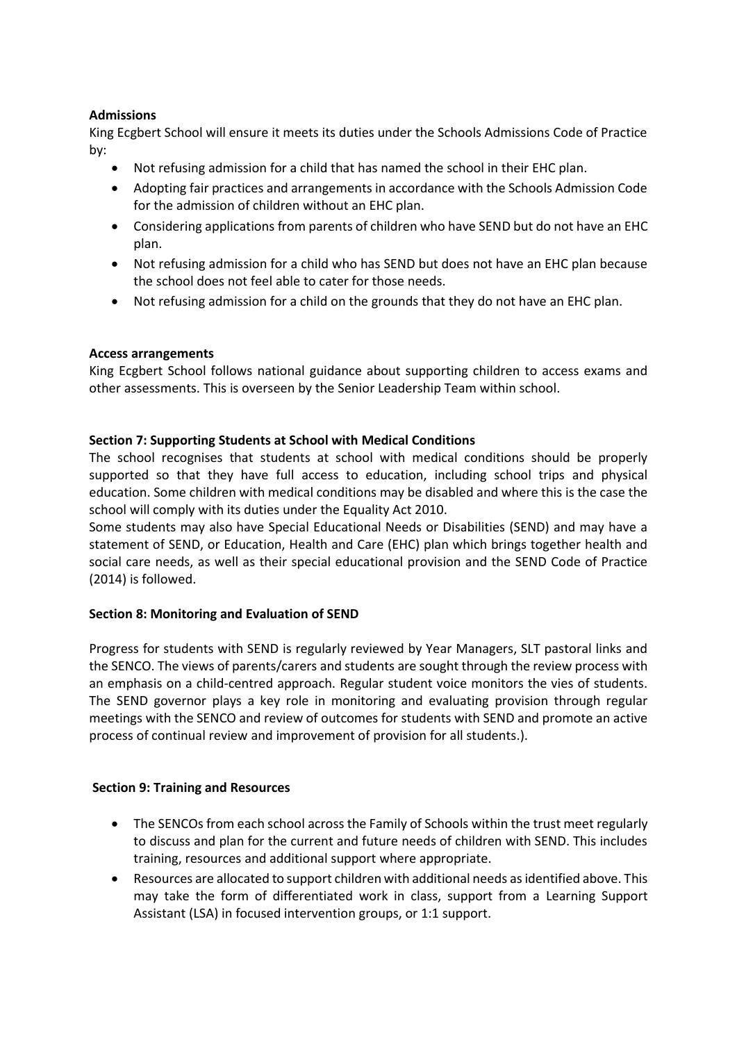**Admissions**

King Ecgbert School will ensure it meets its duties under the Schools Admissions Code of Practice by:

- Not refusing admission for a child that has named the school in their EHC plan.
- Adopting fair practices and arrangements in accordance with the Schools Admission Code for the admission of children without an EHC plan.
- Considering applications from parents of children who have SEND but do not have an EHC plan.
- Not refusing admission for a child who has SEND but does not have an EHC plan because the school does not feel able to cater for those needs.
- Not refusing admission for a child on the grounds that they do not have an EHC plan.

**Access arrangements**

King Ecgbert School follows national guidance about supporting children to access exams and other assessments. This is overseen by the Senior Leadership Team within school.

**Section 7: Supporting Students at School with Medical Conditions**

The school recognises that students at school with medical conditions should be properly supported so that they have full access to education, including school trips and physical education. Some children with medical conditions may be disabled and where this is the case the school will comply with its duties under the Equality Act 2010.

Some students may also have Special Educational Needs or Disabilities (SEND) and may have a statement of SEND, or Education, Health and Care (EHC) plan which brings together health and social care needs, as well as their special educational provision and the SEND Code of Practice (2014) is followed.

**Section 8: Monitoring and Evaluation of SEND**

Progress for students with SEND is regularly reviewed by Year Managers, SLT pastoral links and the SENCO. The views of parents/carers and students are sought through the review process with an emphasis on a child-centred approach. Regular student voice monitors the vies of students. The SEND governor plays a key role in monitoring and evaluating provision through regular meetings with the SENCO and review of outcomes for students with SEND and promote an active process of continual review and improvement of provision for all students.).

**Section 9: Training and Resources**

- The SENCOs from each school across the Family of Schools within the trust meet regularly to discuss and plan for the current and future needs of children with SEND. This includes training, resources and additional support where appropriate.
- Resources are allocated to support children with additional needs as identified above. This may take the form of differentiated work in class, support from a Learning Support Assistant (LSA) in focused intervention groups, or 1:1 support.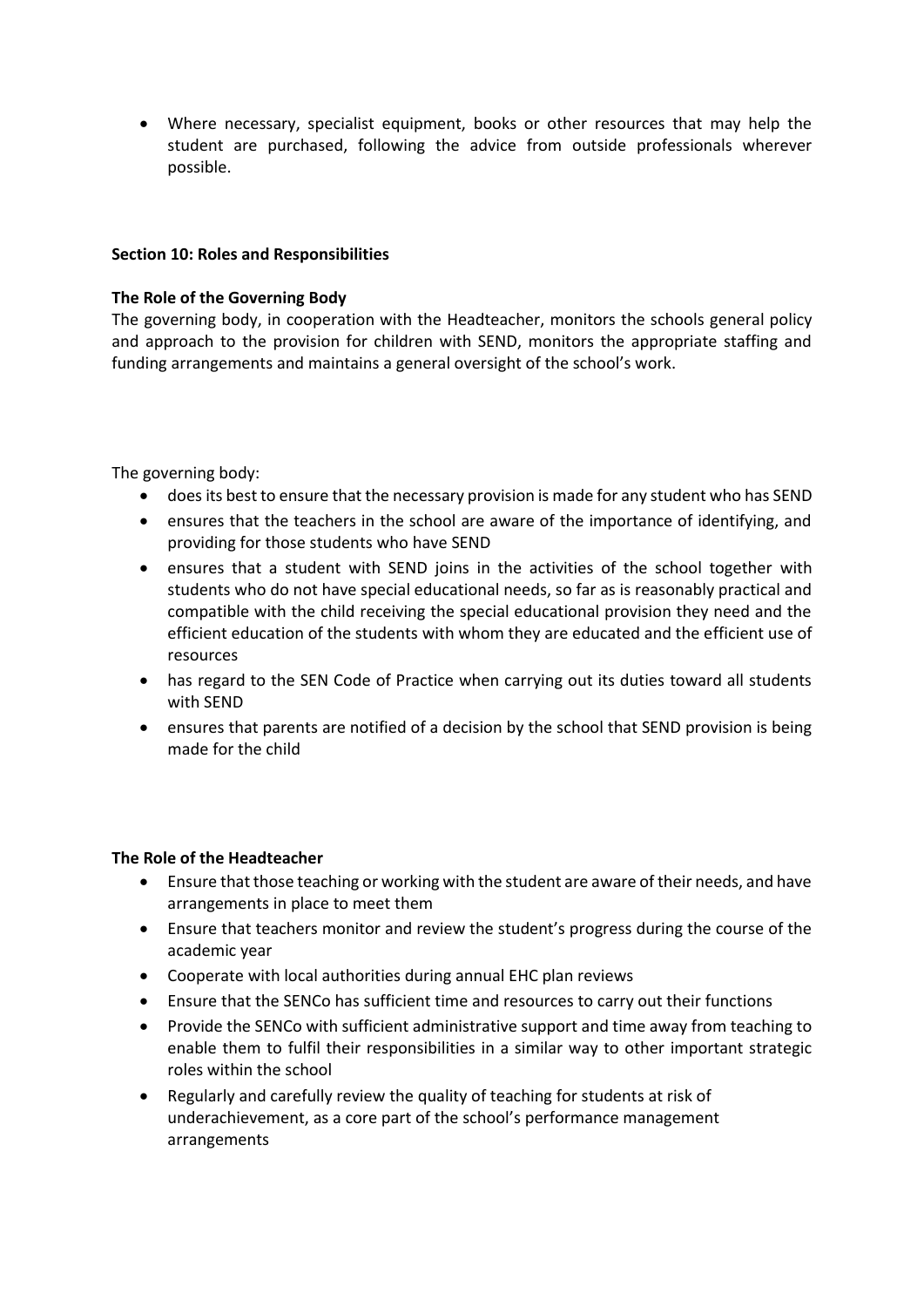- Where necessary, specialist equipment, books or other resources that may help the student are purchased, following the advice from outside professionals wherever possible.

**Section 10: Roles and Responsibilities**

**The Role of the Governing Body**

The governing body, in cooperation with the Headteacher, monitors the schools general policy and approach to the provision for children with SEND, monitors the appropriate staffing and funding arrangements and maintains a general oversight of the school's work.

The governing body:

- does its best to ensure that the necessary provision is made for any student who has SEND
- ensures that the teachers in the school are aware of the importance of identifying, and providing for those students who have SEND
- ensures that a student with SEND joins in the activities of the school together with students who do not have special educational needs, so far as is reasonably practical and compatible with the child receiving the special educational provision they need and the efficient education of the students with whom they are educated and the efficient use of resources
- has regard to the SEN Code of Practice when carrying out its duties toward all students with SEND
- ensures that parents are notified of a decision by the school that SEND provision is being made for the child

**The Role of the Headteacher**

- Ensure that those teaching or working with the student are aware of their needs, and have arrangements in place to meet them
- Ensure that teachers monitor and review the student's progress during the course of the academic year
- Cooperate with local authorities during annual EHC plan reviews
- Ensure that the SENCo has sufficient time and resources to carry out their functions
- Provide the SENCo with sufficient administrative support and time away from teaching to enable them to fulfil their responsibilities in a similar way to other important strategic roles within the school
- Regularly and carefully review the quality of teaching for students at risk of underachievement, as a core part of the school's performance management arrangements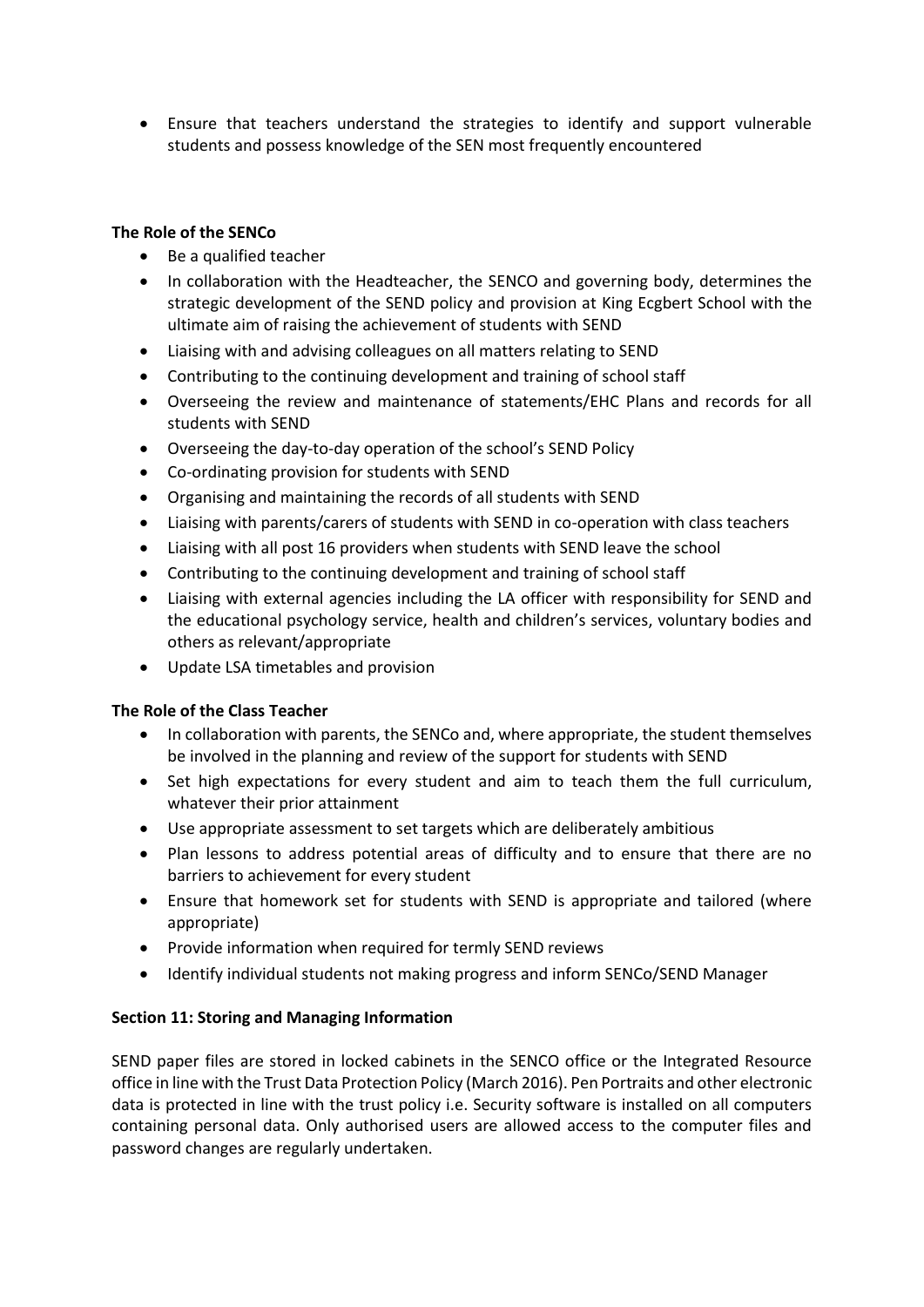- Ensure that teachers understand the strategies to identify and support vulnerable students and possess knowledge of the SEN most frequently encountered

**The Role of the SENCo**

- Be a qualified teacher
- In collaboration with the Headteacher, the SENCO and governing body, determines the strategic development of the SEND policy and provision at King Ecgbert School with the ultimate aim of raising the achievement of students with SEND
- Liaising with and advising colleagues on all matters relating to SEND
- Contributing to the continuing development and training of school staff
- Overseeing the review and maintenance of statements/EHC Plans and records for all students with SEND
- Overseeing the day-to-day operation of the school's SEND Policy
- Co-ordinating provision for students with SEND
- Organising and maintaining the records of all students with SEND
- Liaising with parents/carers of students with SEND in co-operation with class teachers
- Liaising with all post 16 providers when students with SEND leave the school
- Contributing to the continuing development and training of school staff
- Liaising with external agencies including the LA officer with responsibility for SEND and the educational psychology service, health and children's services, voluntary bodies and others as relevant/appropriate
- Update LSA timetables and provision

**The Role of the Class Teacher**

- In collaboration with parents, the SENCo and, where appropriate, the student themselves be involved in the planning and review of the support for students with SEND
- Set high expectations for every student and aim to teach them the full curriculum, whatever their prior attainment
- Use appropriate assessment to set targets which are deliberately ambitious
- Plan lessons to address potential areas of difficulty and to ensure that there are no barriers to achievement for every student
- Ensure that homework set for students with SEND is appropriate and tailored (where appropriate)
- Provide information when required for termly SEND reviews
- Identify individual students not making progress and inform SENCo/SEND Manager

**Section 11: Storing and Managing Information**

SEND paper files are stored in locked cabinets in the SENCO office or the Integrated Resource office in line with the Trust Data Protection Policy (March 2016). Pen Portraits and other electronic data is protected in line with the trust policy i.e. Security software is installed on all computers containing personal data. Only authorised users are allowed access to the computer files and password changes are regularly undertaken.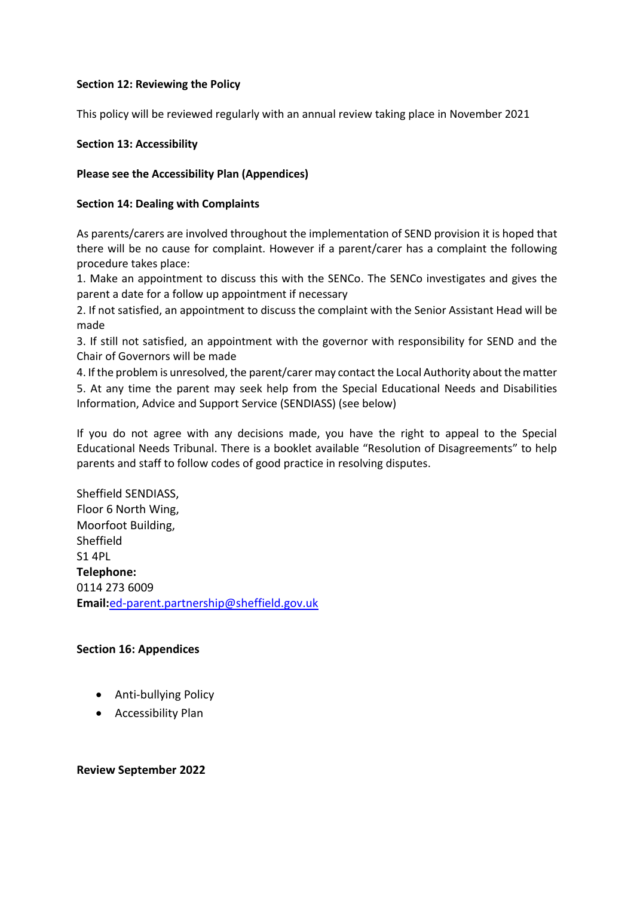**Section 12: Reviewing the Policy**

This policy will be reviewed regularly with an annual review taking place in November 2021

**Section 13: Accessibility**

**Please see the Accessibility Plan (Appendices)**

**Section 14: Dealing with Complaints**

As parents/carers are involved throughout the implementation of SEND provision it is hoped that there will be no cause for complaint. However if a parent/carer has a complaint the following procedure takes place:

1. Make an appointment to discuss this with the SENCo. The SENCo investigates and gives the parent a date for a follow up appointment if necessary
2. If not satisfied, an appointment to discuss the complaint with the Senior Assistant Head will be made
3. If still not satisfied, an appointment with the governor with responsibility for SEND and the Chair of Governors will be made
4. If the problem is unresolved, the parent/carer may contact the Local Authority about the matter
5. At any time the parent may seek help from the Special Educational Needs and Disabilities Information, Advice and Support Service (SENDIASS) (see below)

If you do not agree with any decisions made, you have the right to appeal to the Special Educational Needs Tribunal. There is a booklet available "Resolution of Disagreements" to help parents and staff to follow codes of good practice in resolving disputes.

Sheffield SENDIASS,
Floor 6 North Wing,
Moorfoot Building,
Sheffield
S1 4PL
**Telephone:**
0114 273 6009
**Email:**ed-parent.partnership@sheffield.gov.uk

**Section 16: Appendices**

- Anti-bullying Policy
- Accessibility Plan

**Review September 2022**